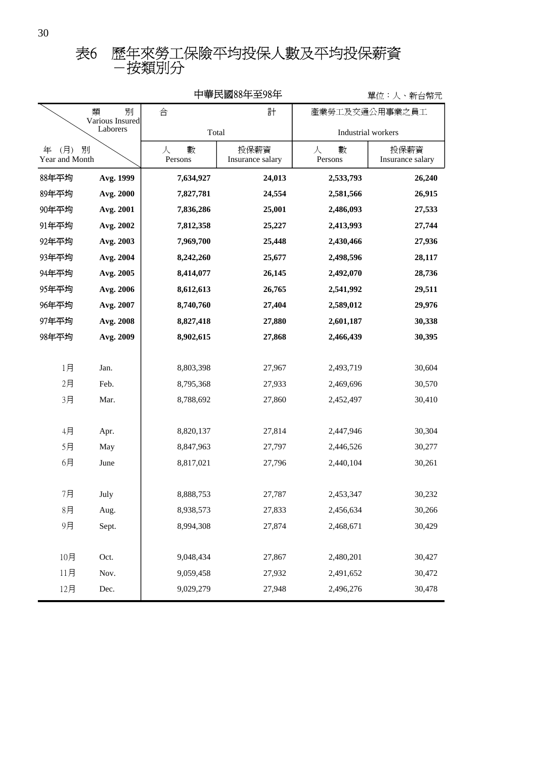# 表6 歷年來勞工保險平均投保人數及平均投保薪資－按類別分

中華民國88年至98年

單位：人、新台幣元

| 年（月）別 Year and Month | 類別 Various Insured Laborers | 合計 Total 人數 Persons | 合計 Total 投保薪資 Insurance salary | 產業勞工及交通公用事業之員工 Industrial workers 人數 Persons | 產業勞工及交通公用事業之員工 Industrial workers 投保薪資 Insurance salary |
|---|---|---|---|---|---|
| **88年平均** | **Avg. 1999** | **7,634,927** | **24,013** | **2,533,793** | **26,240** |
| **89年平均** | **Avg. 2000** | **7,827,781** | **24,554** | **2,581,566** | **26,915** |
| **90年平均** | **Avg. 2001** | **7,836,286** | **25,001** | **2,486,093** | **27,533** |
| **91年平均** | **Avg. 2002** | **7,812,358** | **25,227** | **2,413,993** | **27,744** |
| **92年平均** | **Avg. 2003** | **7,969,700** | **25,448** | **2,430,466** | **27,936** |
| **93年平均** | **Avg. 2004** | **8,242,260** | **25,677** | **2,498,596** | **28,117** |
| **94年平均** | **Avg. 2005** | **8,414,077** | **26,145** | **2,492,070** | **28,736** |
| **95年平均** | **Avg. 2006** | **8,612,613** | **26,765** | **2,541,992** | **29,511** |
| **96年平均** | **Avg. 2007** | **8,740,760** | **27,404** | **2,589,012** | **29,976** |
| **97年平均** | **Avg. 2008** | **8,827,418** | **27,880** | **2,601,187** | **30,338** |
| **98年平均** | **Avg. 2009** | **8,902,615** | **27,868** | **2,466,439** | **30,395** |
| 1月 | Jan. | 8,803,398 | 27,967 | 2,493,719 | 30,604 |
| 2月 | Feb. | 8,795,368 | 27,933 | 2,469,696 | 30,570 |
| 3月 | Mar. | 8,788,692 | 27,860 | 2,452,497 | 30,410 |
| 4月 | Apr. | 8,820,137 | 27,814 | 2,447,946 | 30,304 |
| 5月 | May | 8,847,963 | 27,797 | 2,446,526 | 30,277 |
| 6月 | June | 8,817,021 | 27,796 | 2,440,104 | 30,261 |
| 7月 | July | 8,888,753 | 27,787 | 2,453,347 | 30,232 |
| 8月 | Aug. | 8,938,573 | 27,833 | 2,456,634 | 30,266 |
| 9月 | Sept. | 8,994,308 | 27,874 | 2,468,671 | 30,429 |
| 10月 | Oct. | 9,048,434 | 27,867 | 2,480,201 | 30,427 |
| 11月 | Nov. | 9,059,458 | 27,932 | 2,491,652 | 30,472 |
| 12月 | Dec. | 9,029,279 | 27,948 | 2,496,276 | 30,478 |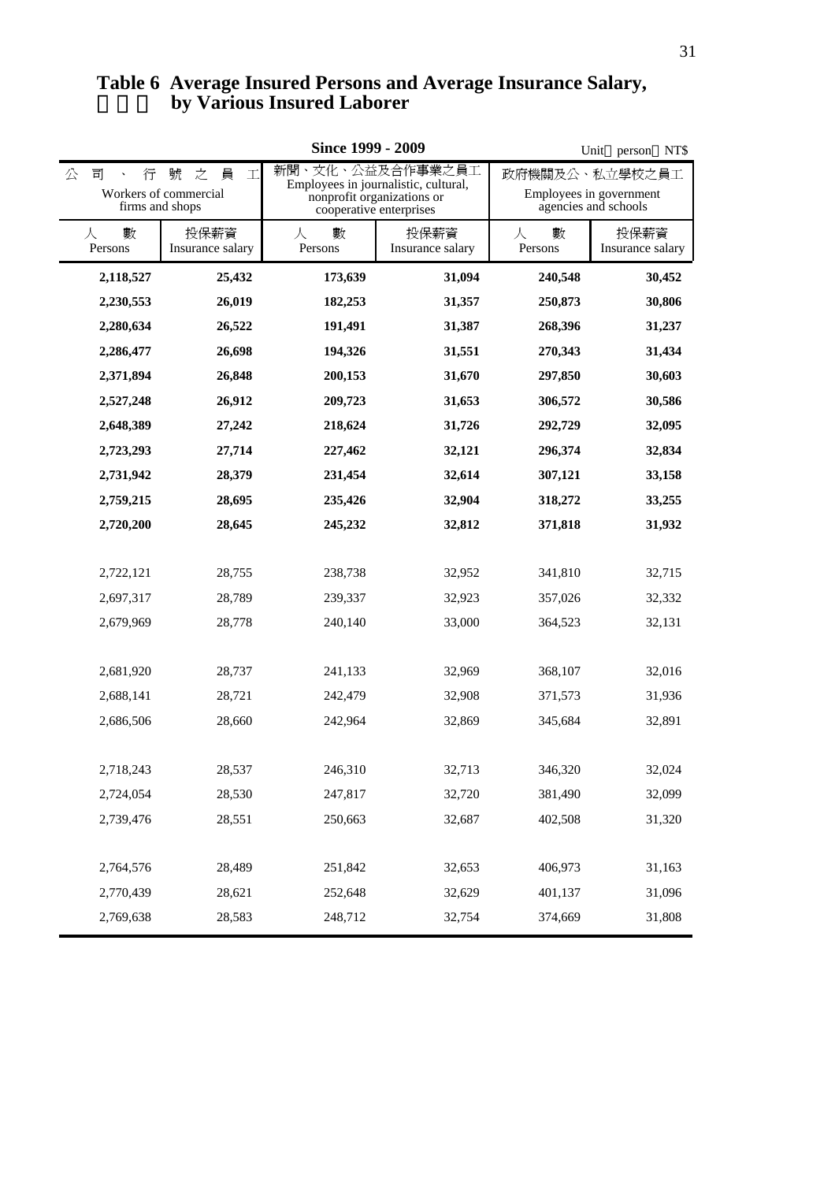# Table 6 Average Insured Persons and Average Insurance Salary, by Various Insured Laborer

**Since 1999 - 2009**

Unit person NT$

| 公 司 、 行 號 之 員 工 Workers of commercial firms and shops | | 新聞、文化、公益及合作事業之員工 Employees in journalistic, cultural, nonprofit organizations or cooperative enterprises | | 政府機關及公、私立學校之員工 Employees in government agencies and schools | |
|---|---|---|---|---|---|
| 人 數 Persons | 投保薪資 Insurance salary | 人 數 Persons | 投保薪資 Insurance salary | 人 數 Persons | 投保薪資 Insurance salary |
| **2,118,527** | **25,432** | **173,639** | **31,094** | **240,548** | **30,452** |
| **2,230,553** | **26,019** | **182,253** | **31,357** | **250,873** | **30,806** |
| **2,280,634** | **26,522** | **191,491** | **31,387** | **268,396** | **31,237** |
| **2,286,477** | **26,698** | **194,326** | **31,551** | **270,343** | **31,434** |
| **2,371,894** | **26,848** | **200,153** | **31,670** | **297,850** | **30,603** |
| **2,527,248** | **26,912** | **209,723** | **31,653** | **306,572** | **30,586** |
| **2,648,389** | **27,242** | **218,624** | **31,726** | **292,729** | **32,095** |
| **2,723,293** | **27,714** | **227,462** | **32,121** | **296,374** | **32,834** |
| **2,731,942** | **28,379** | **231,454** | **32,614** | **307,121** | **33,158** |
| **2,759,215** | **28,695** | **235,426** | **32,904** | **318,272** | **33,255** |
| **2,720,200** | **28,645** | **245,232** | **32,812** | **371,818** | **31,932** |
| 2,722,121 | 28,755 | 238,738 | 32,952 | 341,810 | 32,715 |
| 2,697,317 | 28,789 | 239,337 | 32,923 | 357,026 | 32,332 |
| 2,679,969 | 28,778 | 240,140 | 33,000 | 364,523 | 32,131 |
| 2,681,920 | 28,737 | 241,133 | 32,969 | 368,107 | 32,016 |
| 2,688,141 | 28,721 | 242,479 | 32,908 | 371,573 | 31,936 |
| 2,686,506 | 28,660 | 242,964 | 32,869 | 345,684 | 32,891 |
| 2,718,243 | 28,537 | 246,310 | 32,713 | 346,320 | 32,024 |
| 2,724,054 | 28,530 | 247,817 | 32,720 | 381,490 | 32,099 |
| 2,739,476 | 28,551 | 250,663 | 32,687 | 402,508 | 31,320 |
| 2,764,576 | 28,489 | 251,842 | 32,653 | 406,973 | 31,163 |
| 2,770,439 | 28,621 | 252,648 | 32,629 | 401,137 | 31,096 |
| 2,769,638 | 28,583 | 248,712 | 32,754 | 374,669 | 31,808 |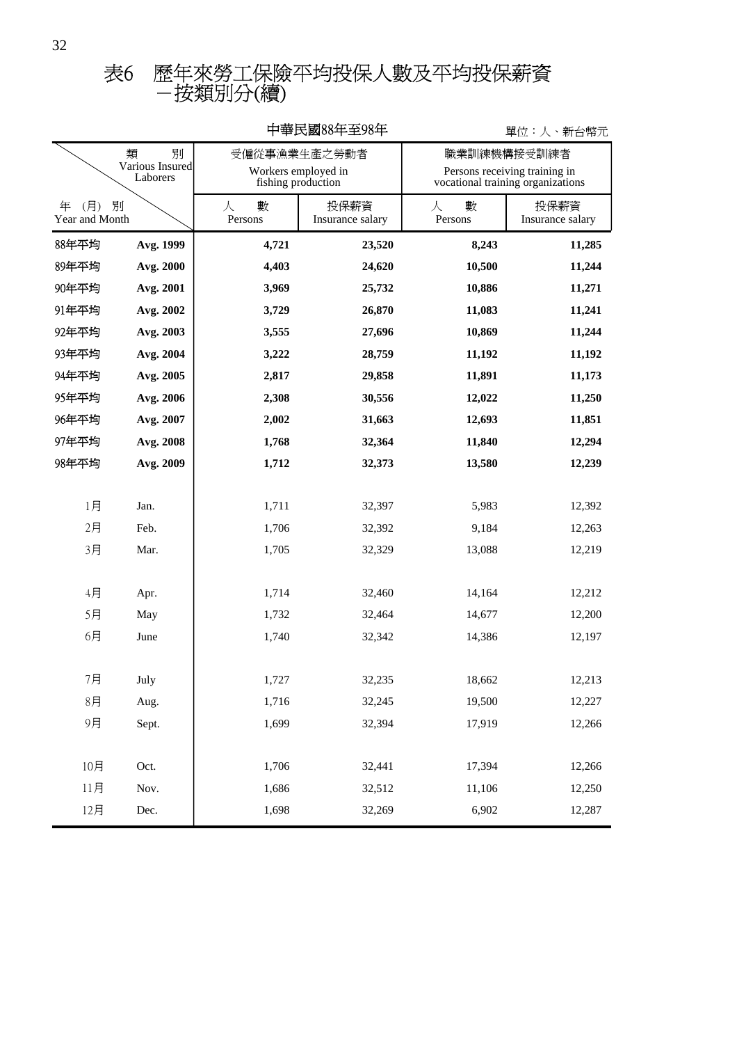# 表6　歷年來勞工保險平均投保人數及平均投保薪資
# －按類別分(續)

中華民國88年至98年

單位：人、新台幣元

| 類別 Various Insured Laborers / 年(月)別 Year and Month | | 受僱從事漁業生產之勞動者 Workers employed in fishing production | | 職業訓練機構接受訓練者 Persons receiving training in vocational training organizations | |
|---|---|---|---|---|---|
| | | 人數 Persons | 投保薪資 Insurance salary | 人數 Persons | 投保薪資 Insurance salary |
| **88年平均** | **Avg. 1999** | **4,721** | **23,520** | **8,243** | **11,285** |
| **89年平均** | **Avg. 2000** | **4,403** | **24,620** | **10,500** | **11,244** |
| **90年平均** | **Avg. 2001** | **3,969** | **25,732** | **10,886** | **11,271** |
| **91年平均** | **Avg. 2002** | **3,729** | **26,870** | **11,083** | **11,241** |
| **92年平均** | **Avg. 2003** | **3,555** | **27,696** | **10,869** | **11,244** |
| **93年平均** | **Avg. 2004** | **3,222** | **28,759** | **11,192** | **11,192** |
| **94年平均** | **Avg. 2005** | **2,817** | **29,858** | **11,891** | **11,173** |
| **95年平均** | **Avg. 2006** | **2,308** | **30,556** | **12,022** | **11,250** |
| **96年平均** | **Avg. 2007** | **2,002** | **31,663** | **12,693** | **11,851** |
| **97年平均** | **Avg. 2008** | **1,768** | **32,364** | **11,840** | **12,294** |
| **98年平均** | **Avg. 2009** | **1,712** | **32,373** | **13,580** | **12,239** |
| 1月 | Jan. | 1,711 | 32,397 | 5,983 | 12,392 |
| 2月 | Feb. | 1,706 | 32,392 | 9,184 | 12,263 |
| 3月 | Mar. | 1,705 | 32,329 | 13,088 | 12,219 |
| 4月 | Apr. | 1,714 | 32,460 | 14,164 | 12,212 |
| 5月 | May | 1,732 | 32,464 | 14,677 | 12,200 |
| 6月 | June | 1,740 | 32,342 | 14,386 | 12,197 |
| 7月 | July | 1,727 | 32,235 | 18,662 | 12,213 |
| 8月 | Aug. | 1,716 | 32,245 | 19,500 | 12,227 |
| 9月 | Sept. | 1,699 | 32,394 | 17,919 | 12,266 |
| 10月 | Oct. | 1,706 | 32,441 | 17,394 | 12,266 |
| 11月 | Nov. | 1,686 | 32,512 | 11,106 | 12,250 |
| 12月 | Dec. | 1,698 | 32,269 | 6,902 | 12,287 |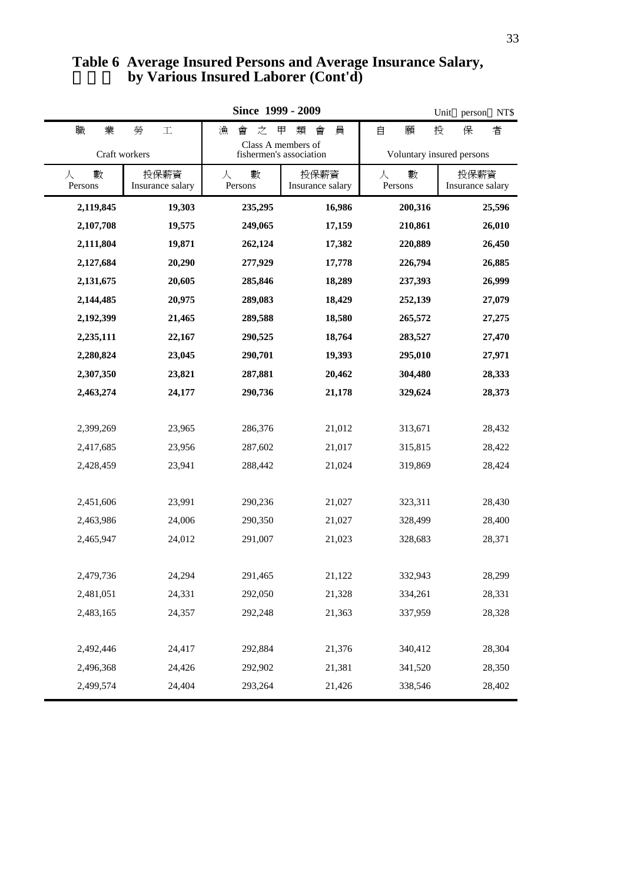# Table 6 Average Insured Persons and Average Insurance Salary, by Various Insured Laborer (Cont'd)

**Since 1999 - 2009**

Unit：person；NT$

| 職業勞工 Craft workers | | 漁會之甲類會員 Class A members of fishermen's association | | 自願投保者 Voluntary insured persons | |
|---|---|---|---|---|---|
| 人數 Persons | 投保薪資 Insurance salary | 人數 Persons | 投保薪資 Insurance salary | 人數 Persons | 投保薪資 Insurance salary |
| **2,119,845** | **19,303** | **235,295** | **16,986** | **200,316** | **25,596** |
| **2,107,708** | **19,575** | **249,065** | **17,159** | **210,861** | **26,010** |
| **2,111,804** | **19,871** | **262,124** | **17,382** | **220,889** | **26,450** |
| **2,127,684** | **20,290** | **277,929** | **17,778** | **226,794** | **26,885** |
| **2,131,675** | **20,605** | **285,846** | **18,289** | **237,393** | **26,999** |
| **2,144,485** | **20,975** | **289,083** | **18,429** | **252,139** | **27,079** |
| **2,192,399** | **21,465** | **289,588** | **18,580** | **265,572** | **27,275** |
| **2,235,111** | **22,167** | **290,525** | **18,764** | **283,527** | **27,470** |
| **2,280,824** | **23,045** | **290,701** | **19,393** | **295,010** | **27,971** |
| **2,307,350** | **23,821** | **287,881** | **20,462** | **304,480** | **28,333** |
| **2,463,274** | **24,177** | **290,736** | **21,178** | **329,624** | **28,373** |
| 2,399,269 | 23,965 | 286,376 | 21,012 | 313,671 | 28,432 |
| 2,417,685 | 23,956 | 287,602 | 21,017 | 315,815 | 28,422 |
| 2,428,459 | 23,941 | 288,442 | 21,024 | 319,869 | 28,424 |
| 2,451,606 | 23,991 | 290,236 | 21,027 | 323,311 | 28,430 |
| 2,463,986 | 24,006 | 290,350 | 21,027 | 328,499 | 28,400 |
| 2,465,947 | 24,012 | 291,007 | 21,023 | 328,683 | 28,371 |
| 2,479,736 | 24,294 | 291,465 | 21,122 | 332,943 | 28,299 |
| 2,481,051 | 24,331 | 292,050 | 21,328 | 334,261 | 28,331 |
| 2,483,165 | 24,357 | 292,248 | 21,363 | 337,959 | 28,328 |
| 2,492,446 | 24,417 | 292,884 | 21,376 | 340,412 | 28,304 |
| 2,496,368 | 24,426 | 292,902 | 21,381 | 341,520 | 28,350 |
| 2,499,574 | 24,404 | 293,264 | 21,426 | 338,546 | 28,402 |